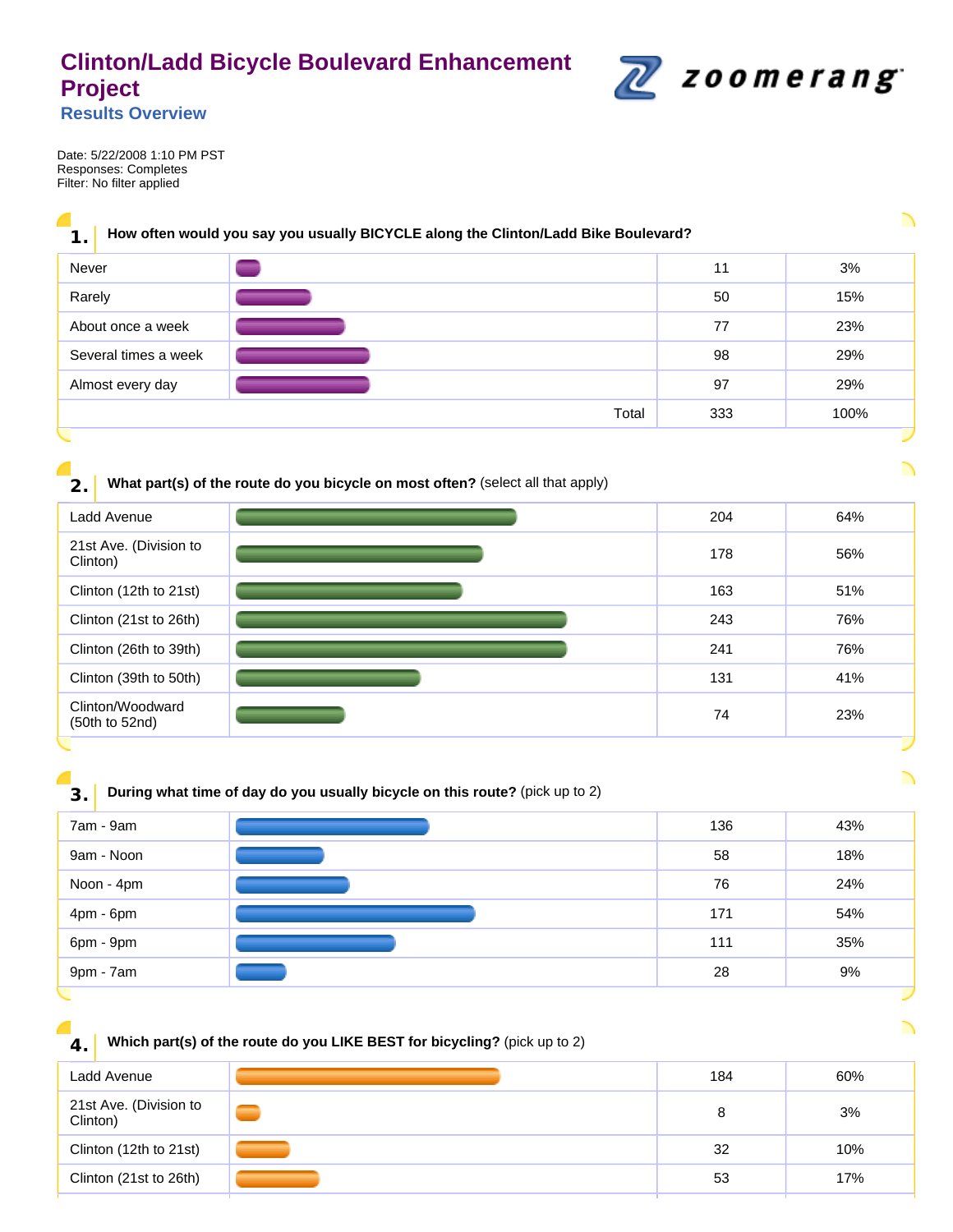# Clinton/Ladd Bicycle Boulevard Enhancement Project

## Results Overview

Date: 5/22/2008 1:10 PM PST
Responses: Completes
Filter: No filter applied

### 1. How often would you say you usually BICYCLE along the Clinton/Ladd Bike Boulevard?

| | | |
|---|---|---|
| Never | 11 | 3% |
| Rarely | 50 | 15% |
| About once a week | 77 | 23% |
| Several times a week | 98 | 29% |
| Almost every day | 97 | 29% |
| Total | 333 | 100% |

### 2. What part(s) of the route do you bicycle on most often? (select all that apply)

| | | |
|---|---|---|
| Ladd Avenue | 204 | 64% |
| 21st Ave. (Division to Clinton) | 178 | 56% |
| Clinton (12th to 21st) | 163 | 51% |
| Clinton (21st to 26th) | 243 | 76% |
| Clinton (26th to 39th) | 241 | 76% |
| Clinton (39th to 50th) | 131 | 41% |
| Clinton/Woodward (50th to 52nd) | 74 | 23% |

### 3. During what time of day do you usually bicycle on this route? (pick up to 2)

| | | |
|---|---|---|
| 7am - 9am | 136 | 43% |
| 9am - Noon | 58 | 18% |
| Noon - 4pm | 76 | 24% |
| 4pm - 6pm | 171 | 54% |
| 6pm - 9pm | 111 | 35% |
| 9pm - 7am | 28 | 9% |

### 4. Which part(s) of the route do you LIKE BEST for bicycling? (pick up to 2)

| | | |
|---|---|---|
| Ladd Avenue | 184 | 60% |
| 21st Ave. (Division to Clinton) | 8 | 3% |
| Clinton (12th to 21st) | 32 | 10% |
| Clinton (21st to 26th) | 53 | 17% |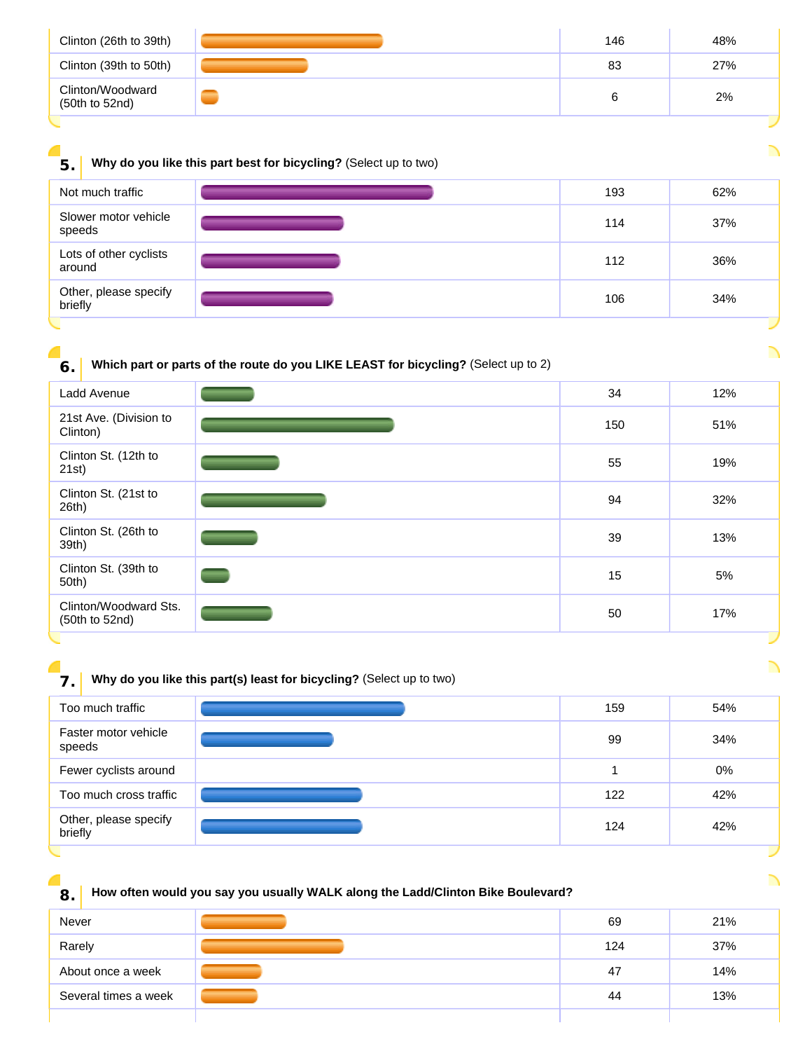| | | | |
|---|---|---|---|
| Clinton (26th to 39th) | | 146 | 48% |
| Clinton (39th to 50th) | | 83 | 27% |
| Clinton/Woodward (50th to 52nd) | | 6 | 2% |

**5. Why do you like this part best for bicycling?** (Select up to two)

| | | | |
|---|---|---|---|
| Not much traffic | | 193 | 62% |
| Slower motor vehicle speeds | | 114 | 37% |
| Lots of other cyclists around | | 112 | 36% |
| Other, please specify briefly | | 106 | 34% |

**6. Which part or parts of the route do you LIKE LEAST for bicycling?** (Select up to 2)

| | | | |
|---|---|---|---|
| Ladd Avenue | | 34 | 12% |
| 21st Ave. (Division to Clinton) | | 150 | 51% |
| Clinton St. (12th to 21st) | | 55 | 19% |
| Clinton St. (21st to 26th) | | 94 | 32% |
| Clinton St. (26th to 39th) | | 39 | 13% |
| Clinton St. (39th to 50th) | | 15 | 5% |
| Clinton/Woodward Sts. (50th to 52nd) | | 50 | 17% |

**7. Why do you like this part(s) least for bicycling?** (Select up to two)

| | | | |
|---|---|---|---|
| Too much traffic | | 159 | 54% |
| Faster motor vehicle speeds | | 99 | 34% |
| Fewer cyclists around | | 1 | 0% |
| Too much cross traffic | | 122 | 42% |
| Other, please specify briefly | | 124 | 42% |

**8. How often would you say you usually WALK along the Ladd/Clinton Bike Boulevard?**

| | | | |
|---|---|---|---|
| Never | | 69 | 21% |
| Rarely | | 124 | 37% |
| About once a week | | 47 | 14% |
| Several times a week | | 44 | 13% |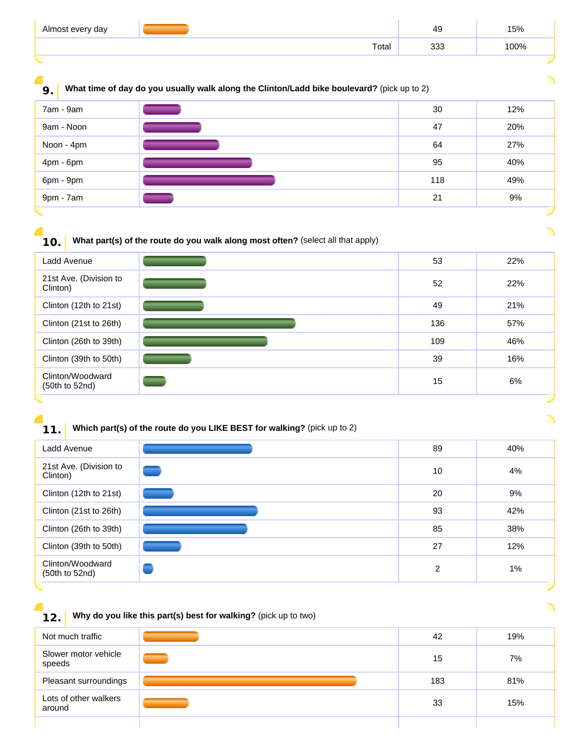| | | | |
|---|---|---|---|
| Almost every day | | 49 | 15% |
| | Total | 333 | 100% |

## 9. What time of day do you usually walk along the Clinton/Ladd bike boulevard? (pick up to 2)

| | | | |
|---|---|---|---|
| 7am - 9am | | 30 | 12% |
| 9am - Noon | | 47 | 20% |
| Noon - 4pm | | 64 | 27% |
| 4pm - 6pm | | 95 | 40% |
| 6pm - 9pm | | 118 | 49% |
| 9pm - 7am | | 21 | 9% |

## 10. What part(s) of the route do you walk along most often? (select all that apply)

| | | | |
|---|---|---|---|
| Ladd Avenue | | 53 | 22% |
| 21st Ave. (Division to Clinton) | | 52 | 22% |
| Clinton (12th to 21st) | | 49 | 21% |
| Clinton (21st to 26th) | | 136 | 57% |
| Clinton (26th to 39th) | | 109 | 46% |
| Clinton (39th to 50th) | | 39 | 16% |
| Clinton/Woodward (50th to 52nd) | | 15 | 6% |

## 11. Which part(s) of the route do you LIKE BEST for walking? (pick up to 2)

| | | | |
|---|---|---|---|
| Ladd Avenue | | 89 | 40% |
| 21st Ave. (Division to Clinton) | | 10 | 4% |
| Clinton (12th to 21st) | | 20 | 9% |
| Clinton (21st to 26th) | | 93 | 42% |
| Clinton (26th to 39th) | | 85 | 38% |
| Clinton (39th to 50th) | | 27 | 12% |
| Clinton/Woodward (50th to 52nd) | | 2 | 1% |

## 12. Why do you like this part(s) best for walking? (pick up to two)

| | | | |
|---|---|---|---|
| Not much traffic | | 42 | 19% |
| Slower motor vehicle speeds | | 15 | 7% |
| Pleasant surroundings | | 183 | 81% |
| Lots of other walkers around | | 33 | 15% |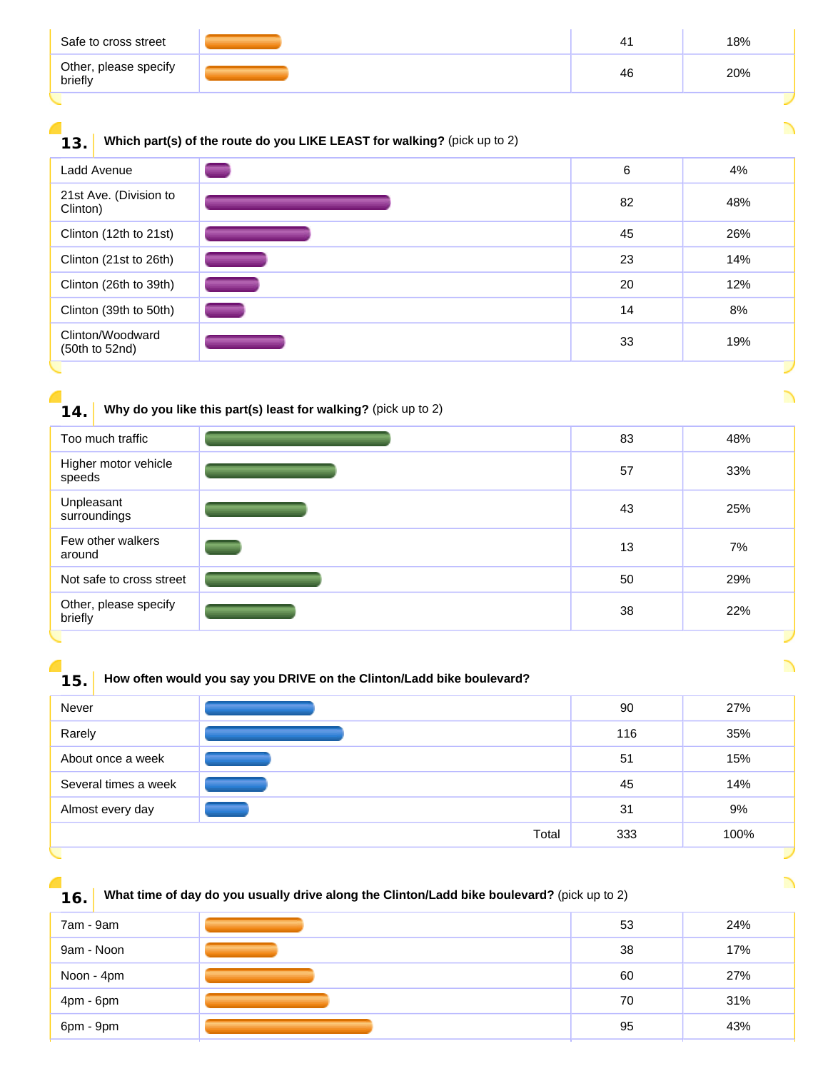| | | |
|---|---|---|
| Safe to cross street | 41 | 18% |
| Other, please specify briefly | 46 | 20% |

## 13. Which part(s) of the route do you LIKE LEAST for walking? (pick up to 2)

| Response | Count | Percent |
|---|---|---|
| Ladd Avenue | 6 | 4% |
| 21st Ave. (Division to Clinton) | 82 | 48% |
| Clinton (12th to 21st) | 45 | 26% |
| Clinton (21st to 26th) | 23 | 14% |
| Clinton (26th to 39th) | 20 | 12% |
| Clinton (39th to 50th) | 14 | 8% |
| Clinton/Woodward (50th to 52nd) | 33 | 19% |

## 14. Why do you like this part(s) least for walking? (pick up to 2)

| Response | Count | Percent |
|---|---|---|
| Too much traffic | 83 | 48% |
| Higher motor vehicle speeds | 57 | 33% |
| Unpleasant surroundings | 43 | 25% |
| Few other walkers around | 13 | 7% |
| Not safe to cross street | 50 | 29% |
| Other, please specify briefly | 38 | 22% |

## 15. How often would you say you DRIVE on the Clinton/Ladd bike boulevard?

| Response | Count | Percent |
|---|---|---|
| Never | 90 | 27% |
| Rarely | 116 | 35% |
| About once a week | 51 | 15% |
| Several times a week | 45 | 14% |
| Almost every day | 31 | 9% |
| Total | 333 | 100% |

## 16. What time of day do you usually drive along the Clinton/Ladd bike boulevard? (pick up to 2)

| Response | Count | Percent |
|---|---|---|
| 7am - 9am | 53 | 24% |
| 9am - Noon | 38 | 17% |
| Noon - 4pm | 60 | 27% |
| 4pm - 6pm | 70 | 31% |
| 6pm - 9pm | 95 | 43% |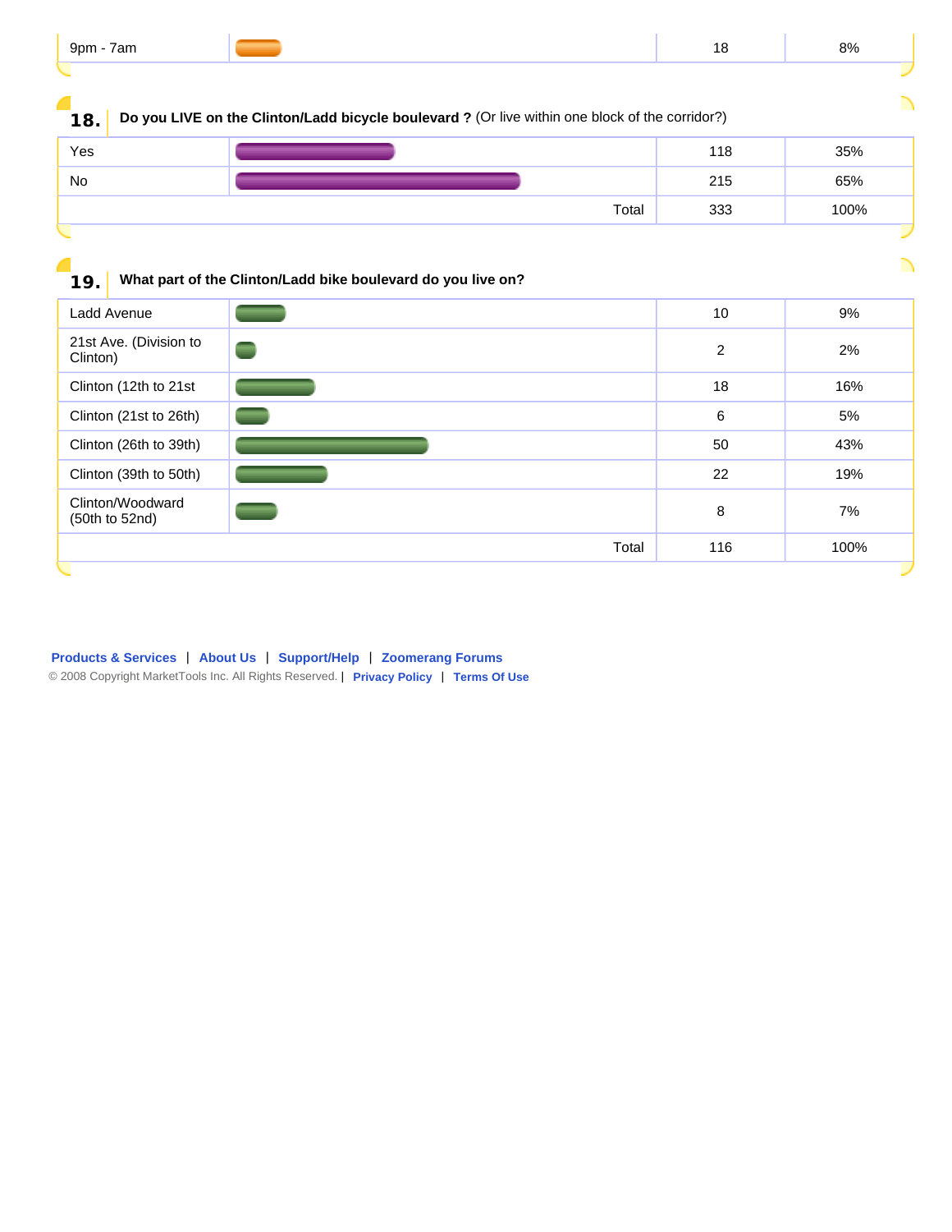| | | | |
|---|---|---|---|
| 9pm - 7am | | 18 | 8% |

**18.** **Do you LIVE on the Clinton/Ladd bicycle boulevard ?** (Or live within one block of the corridor?)

| | | | |
|---|---|---|---|
| Yes | | 118 | 35% |
| No | | 215 | 65% |
| | Total | 333 | 100% |

**19.** **What part of the Clinton/Ladd bike boulevard do you live on?**

| | | | |
|---|---|---|---|
| Ladd Avenue | | 10 | 9% |
| 21st Ave. (Division to Clinton) | | 2 | 2% |
| Clinton (12th to 21st | | 18 | 16% |
| Clinton (21st to 26th) | | 6 | 5% |
| Clinton (26th to 39th) | | 50 | 43% |
| Clinton (39th to 50th) | | 22 | 19% |
| Clinton/Woodward (50th to 52nd) | | 8 | 7% |
| | Total | 116 | 100% |

**Products & Services** | **About Us** | **Support/Help** | **Zoomerang Forums**

© 2008 Copyright MarketTools Inc. All Rights Reserved. | **Privacy Policy** | **Terms Of Use**